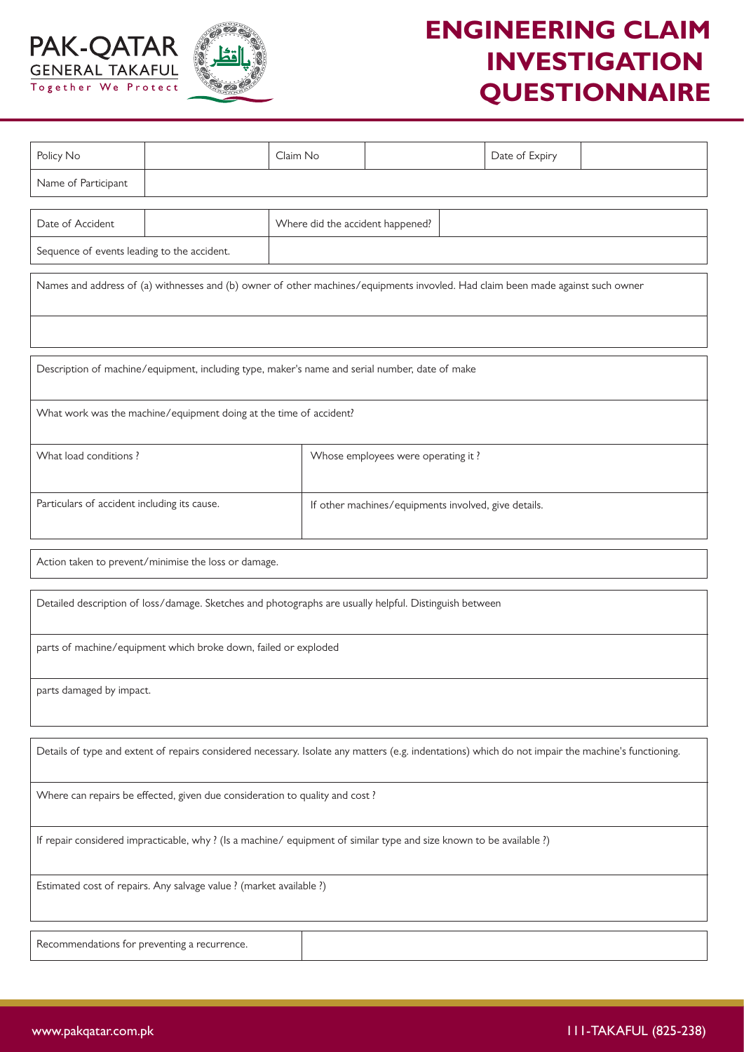PAK-QATAR GENERAL TAKAFUL
Together We Protect

# ENGINEERING CLAIM INVESTIGATION QUESTIONNAIRE

| Policy No | | Claim No | | Date of Expiry | |
|---|---|---|---|---|---|
| Name of Participant | | | | | |

| Date of Accident | | Where did the accident happened? | |
|---|---|---|---|
| Sequence of events leading to the accident. | | | |

| Names and address of (a) withnesses and (b) owner of other machines/equipments invovled. Had claim been made against such owner |
|---|
| |

| Description of machine/equipment, including type, maker's name and serial number, date of make | |
|---|---|
| What work was the machine/equipment doing at the time of accident? | |
| What load conditions ? | Whose employees were operating it ? |
| Particulars of accident including its cause. | If other machines/equipments involved, give details. |

| Action taken to prevent/minimise the loss or damage. |
|---|

| Detailed description of loss/damage. Sketches and photographs are usually helpful. Distinguish between |
|---|
| parts of machine/equipment which broke down, failed or exploded |
| parts damaged by impact. |

| Details of type and extent of repairs considered necessary. Isolate any matters (e.g. indentations) which do not impair the machine's functioning. |
|---|
| Where can repairs be effected, given due consideration to quality and cost ? |
| If repair considered impracticable, why ? (Is a machine/ equipment of similar type and size known to be available ?) |
| Estimated cost of repairs. Any salvage value ? (market available ?) |

| Recommendations for preventing a recurrence. | |
|---|---|

www.pakqatar.com.pk 111-TAKAFUL (825-238)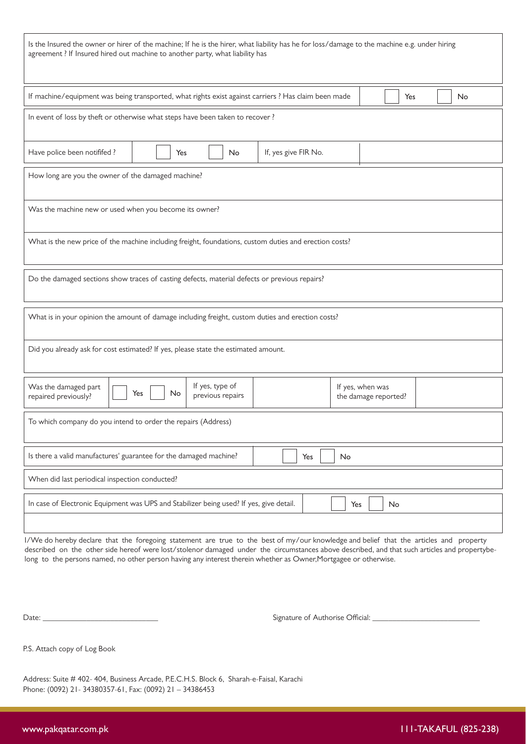Is the Insured the owner or hirer of the machine; If he is the hirer, what liability has he for loss/damage to the machine e.g. under hiring agreement ? If Insured hired out machine to another party, what liability has

If machine/equipment was being transported, what rights exist against carriers ? Has claim been made ☐ Yes ☐ No

In event of loss by theft or otherwise what steps have been taken to recover ?

Have police been notififed ? ☐ Yes ☐ No If, yes give FIR No.

How long are you the owner of the damaged machine?

Was the machine new or used when you become its owner?

What is the new price of the machine including freight, foundations, custom duties and erection costs?

Do the damaged sections show traces of casting defects, material defects or previous repairs?

What is in your opinion the amount of damage including freight, custom duties and erection costs?

Did you already ask for cost estimated? If yes, please state the estimated amount.

Was the damaged part repaired previously? ☐ Yes ☐ No If yes, type of previous repairs If yes, when was the damage reported?

To which company do you intend to order the repairs (Address)

Is there a valid manufactures' guarantee for the damaged machine? ☐ Yes ☐ No

When did last periodical inspection conducted?

In case of Electronic Equipment was UPS and Stabilizer being used? If yes, give detail. ☐ Yes ☐ No

I/We do hereby declare that the foregoing statement are true to the best of my/our knowledge and belief that the articles and property described on the other side hereof were lost/stolenor damaged under the circumstances above described, and that such articles and propertybelong to the persons named, no other person having any interest therein whether as Owner,Mortgagee or otherwise.

Date: ____________________________ Signature of Authorise Official: ____________________________

P.S. Attach copy of Log Book

Address: Suite # 402- 404, Business Arcade, P.E.C.H.S. Block 6, Sharah-e-Faisal, Karachi
Phone: (0092) 21- 34380357-61, Fax: (0092) 21 – 34386453

www.pakqatar.com.pk 111-TAKAFUL (825-238)